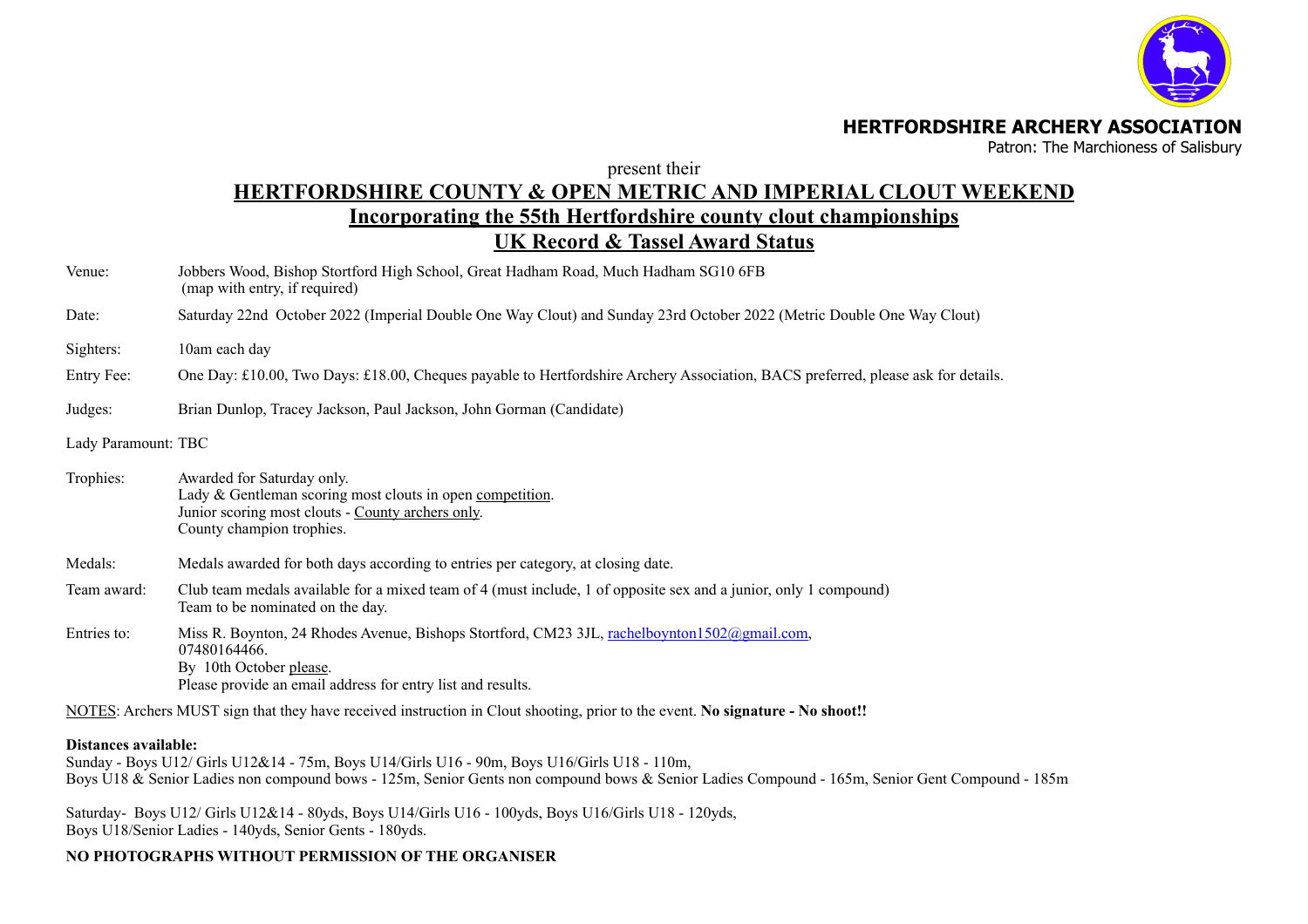**HERTFORDSHIRE ARCHERY ASSOCIATION**
Patron: The Marchioness of Salisbury

present their

# HERTFORDSHIRE COUNTY & OPEN METRIC AND IMPERIAL CLOUT WEEKEND

## Incorporating the 55th Hertfordshire county clout championships

## UK Record & Tassel Award Status

Venue: Jobbers Wood, Bishop Stortford High School, Great Hadham Road, Much Hadham SG10 6FB (map with entry, if required)

Date: Saturday 22nd October 2022 (Imperial Double One Way Clout) and Sunday 23rd October 2022 (Metric Double One Way Clout)

Sighters: 10am each day

Entry Fee: One Day: £10.00, Two Days: £18.00, Cheques payable to Hertfordshire Archery Association, BACS preferred, please ask for details.

Judges: Brian Dunlop, Tracey Jackson, Paul Jackson, John Gorman (Candidate)

Lady Paramount: TBC

Trophies: Awarded for Saturday only.
Lady & Gentleman scoring most clouts in open competition.
Junior scoring most clouts - County archers only.
County champion trophies.

Medals: Medals awarded for both days according to entries per category, at closing date.

Team award: Club team medals available for a mixed team of 4 (must include, 1 of opposite sex and a junior, only 1 compound)
Team to be nominated on the day.

Entries to: Miss R. Boynton, 24 Rhodes Avenue, Bishops Stortford, CM23 3JL, rachelboynton1502@gmail.com, 07480164466.
By 10th October please.
Please provide an email address for entry list and results.

NOTES: Archers MUST sign that they have received instruction in Clout shooting, prior to the event. **No signature - No shoot!!**

**Distances available:**

Sunday - Boys U12/ Girls U12&14 - 75m, Boys U14/Girls U16 - 90m, Boys U16/Girls U18 - 110m,
Boys U18 & Senior Ladies non compound bows - 125m, Senior Gents non compound bows & Senior Ladies Compound - 165m, Senior Gent Compound - 185m

Saturday- Boys U12/ Girls U12&14 - 80yds, Boys U14/Girls U16 - 100yds, Boys U16/Girls U18 - 120yds,
Boys U18/Senior Ladies - 140yds, Senior Gents - 180yds.

**NO PHOTOGRAPHS WITHOUT PERMISSION OF THE ORGANISER**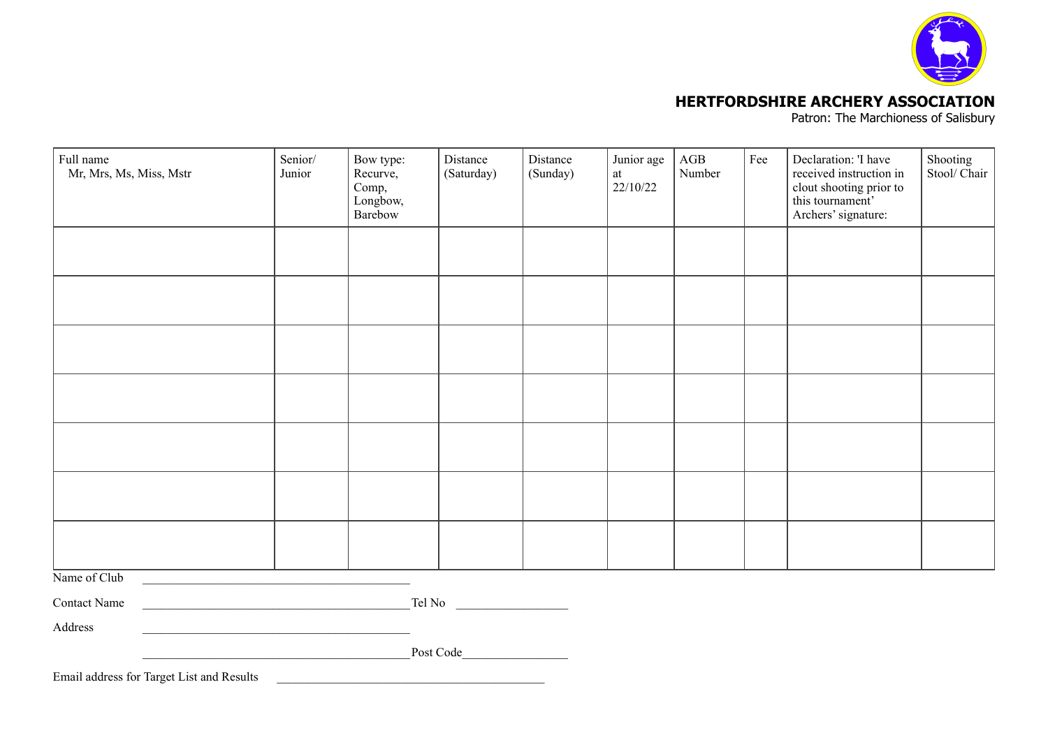**HERTFORDSHIRE ARCHERY ASSOCIATION**
Patron: The Marchioness of Salisbury

| Full name Mr, Mrs, Ms, Miss, Mstr | Senior/ Junior | Bow type: Recurve, Comp, Longbow, Barebow | Distance (Saturday) | Distance (Sunday) | Junior age at 22/10/22 | AGB Number | Fee | Declaration: 'I have received instruction in clout shooting prior to this tournament' Archers' signature: | Shooting Stool/ Chair |
|---|---|---|---|---|---|---|---|---|---|
| | | | | | | | | | |
| | | | | | | | | | |
| | | | | | | | | | |
| | | | | | | | | | |
| | | | | | | | | | |
| | | | | | | | | | |
| | | | | | | | | | |

Name of Club \_\_\_\_\_\_\_\_\_\_\_\_\_\_\_\_\_\_\_\_\_\_\_\_\_\_\_\_\_\_\_\_\_\_\_\_\_\_\_\_

Contact Name \_\_\_\_\_\_\_\_\_\_\_\_\_\_\_\_\_\_\_\_\_\_\_\_\_\_\_\_\_\_\_\_\_\_\_\_\_\_\_\_ Tel No \_\_\_\_\_\_\_\_\_\_\_\_\_\_\_\_\_\_

Address \_\_\_\_\_\_\_\_\_\_\_\_\_\_\_\_\_\_\_\_\_\_\_\_\_\_\_\_\_\_\_\_\_\_\_\_\_\_\_\_

\_\_\_\_\_\_\_\_\_\_\_\_\_\_\_\_\_\_\_\_\_\_\_\_\_\_\_\_\_\_\_\_\_\_\_\_\_\_\_\_ Post Code \_\_\_\_\_\_\_\_\_\_\_\_\_\_\_\_\_\_

Email address for Target List and Results \_\_\_\_\_\_\_\_\_\_\_\_\_\_\_\_\_\_\_\_\_\_\_\_\_\_\_\_\_\_\_\_\_\_\_\_\_\_\_\_